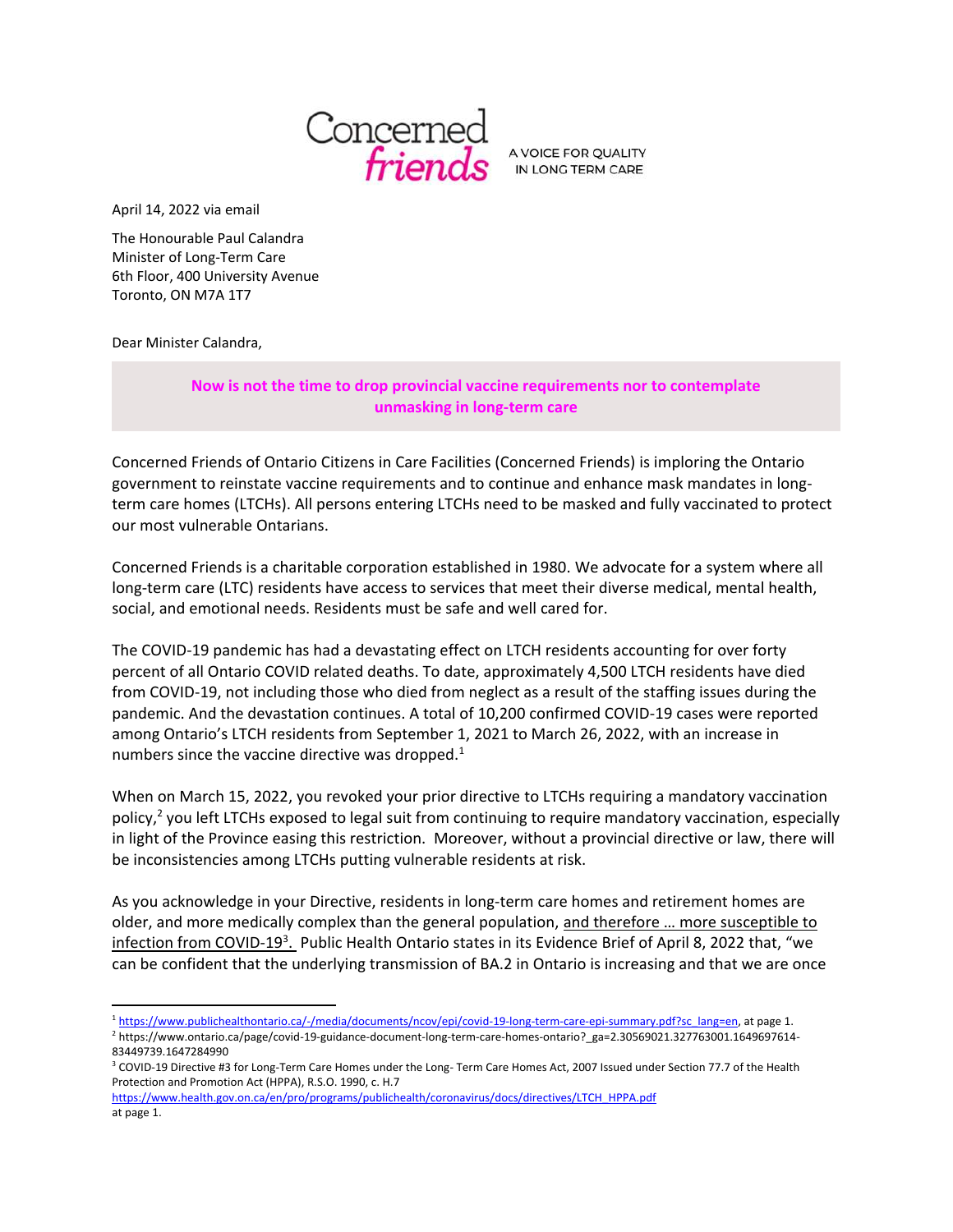Concerned friends

A VOICE FOR QUALITY IN LONG TERM CARE

April 14, 2022 via email

The Honourable Paul Calandra
Minister of Long-Term Care
6th Floor, 400 University Avenue
Toronto, ON M7A 1T7

Dear Minister Calandra,

**Now is not the time to drop provincial vaccine requirements nor to contemplate unmasking in long-term care**

Concerned Friends of Ontario Citizens in Care Facilities (Concerned Friends) is imploring the Ontario government to reinstate vaccine requirements and to continue and enhance mask mandates in long-term care homes (LTCHs). All persons entering LTCHs need to be masked and fully vaccinated to protect our most vulnerable Ontarians.

Concerned Friends is a charitable corporation established in 1980. We advocate for a system where all long-term care (LTC) residents have access to services that meet their diverse medical, mental health, social, and emotional needs. Residents must be safe and well cared for.

The COVID-19 pandemic has had a devastating effect on LTCH residents accounting for over forty percent of all Ontario COVID related deaths. To date, approximately 4,500 LTCH residents have died from COVID-19, not including those who died from neglect as a result of the staffing issues during the pandemic. And the devastation continues. A total of 10,200 confirmed COVID-19 cases were reported among Ontario's LTCH residents from September 1, 2021 to March 26, 2022, with an increase in numbers since the vaccine directive was dropped.[1]

When on March 15, 2022, you revoked your prior directive to LTCHs requiring a mandatory vaccination policy,[2] you left LTCHs exposed to legal suit from continuing to require mandatory vaccination, especially in light of the Province easing this restriction. Moreover, without a provincial directive or law, there will be inconsistencies among LTCHs putting vulnerable residents at risk.

As you acknowledge in your Directive, residents in long-term care homes and retirement homes are older, and more medically complex than the general population, and therefore … more susceptible to infection from COVID-19[3]. Public Health Ontario states in its Evidence Brief of April 8, 2022 that, "we can be confident that the underlying transmission of BA.2 in Ontario is increasing and that we are once

---

[1] https://www.publichealthontario.ca/-/media/documents/ncov/epi/covid-19-long-term-care-epi-summary.pdf?sc_lang=en, at page 1.

[2] https://www.ontario.ca/page/covid-19-guidance-document-long-term-care-homes-ontario?_ga=2.30569021.327763001.1649697614-83449739.1647284990

[3] COVID-19 Directive #3 for Long-Term Care Homes under the Long- Term Care Homes Act, 2007 Issued under Section 77.7 of the Health Protection and Promotion Act (HPPA), R.S.O. 1990, c. H.7
https://www.health.gov.on.ca/en/pro/programs/publichealth/coronavirus/docs/directives/LTCH_HPPA.pdf
at page 1.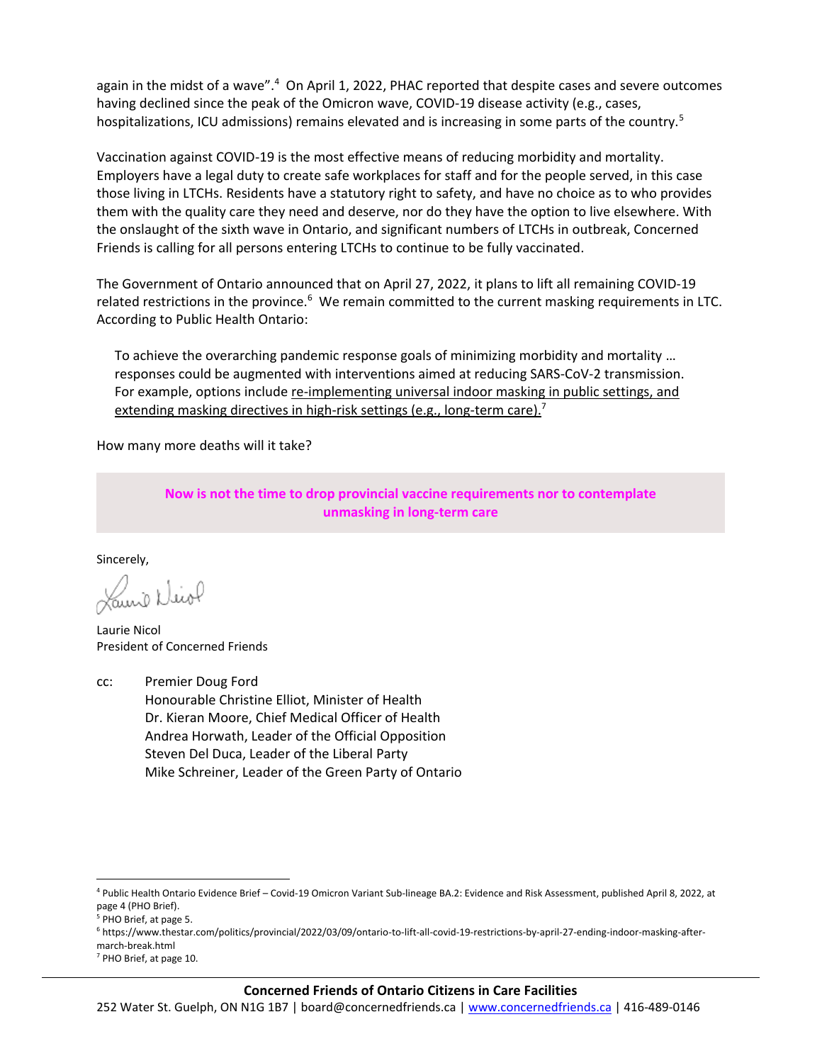again in the midst of a wave".[4] On April 1, 2022, PHAC reported that despite cases and severe outcomes having declined since the peak of the Omicron wave, COVID-19 disease activity (e.g., cases, hospitalizations, ICU admissions) remains elevated and is increasing in some parts of the country.[5]

Vaccination against COVID-19 is the most effective means of reducing morbidity and mortality. Employers have a legal duty to create safe workplaces for staff and for the people served, in this case those living in LTCHs. Residents have a statutory right to safety, and have no choice as to who provides them with the quality care they need and deserve, nor do they have the option to live elsewhere. With the onslaught of the sixth wave in Ontario, and significant numbers of LTCHs in outbreak, Concerned Friends is calling for all persons entering LTCHs to continue to be fully vaccinated.

The Government of Ontario announced that on April 27, 2022, it plans to lift all remaining COVID-19 related restrictions in the province.[6] We remain committed to the current masking requirements in LTC. According to Public Health Ontario:

> To achieve the overarching pandemic response goals of minimizing morbidity and mortality … responses could be augmented with interventions aimed at reducing SARS-CoV-2 transmission. For example, options include re-implementing universal indoor masking in public settings, and extending masking directives in high-risk settings (e.g., long-term care).[7]

How many more deaths will it take?

**Now is not the time to drop provincial vaccine requirements nor to contemplate unmasking in long-term care**

Sincerely,

Laurie Nicol
President of Concerned Friends

cc: Premier Doug Ford
Honourable Christine Elliot, Minister of Health
Dr. Kieran Moore, Chief Medical Officer of Health
Andrea Horwath, Leader of the Official Opposition
Steven Del Duca, Leader of the Liberal Party
Mike Schreiner, Leader of the Green Party of Ontario

---

[4] Public Health Ontario Evidence Brief – Covid-19 Omicron Variant Sub-lineage BA.2: Evidence and Risk Assessment, published April 8, 2022, at page 4 (PHO Brief).

[5] PHO Brief, at page 5.

[6] https://www.thestar.com/politics/provincial/2022/03/09/ontario-to-lift-all-covid-19-restrictions-by-april-27-ending-indoor-masking-after-march-break.html

[7] PHO Brief, at page 10.

**Concerned Friends of Ontario Citizens in Care Facilities**
252 Water St. Guelph, ON N1G 1B7 | board@concernedfriends.ca | www.concernedfriends.ca | 416-489-0146